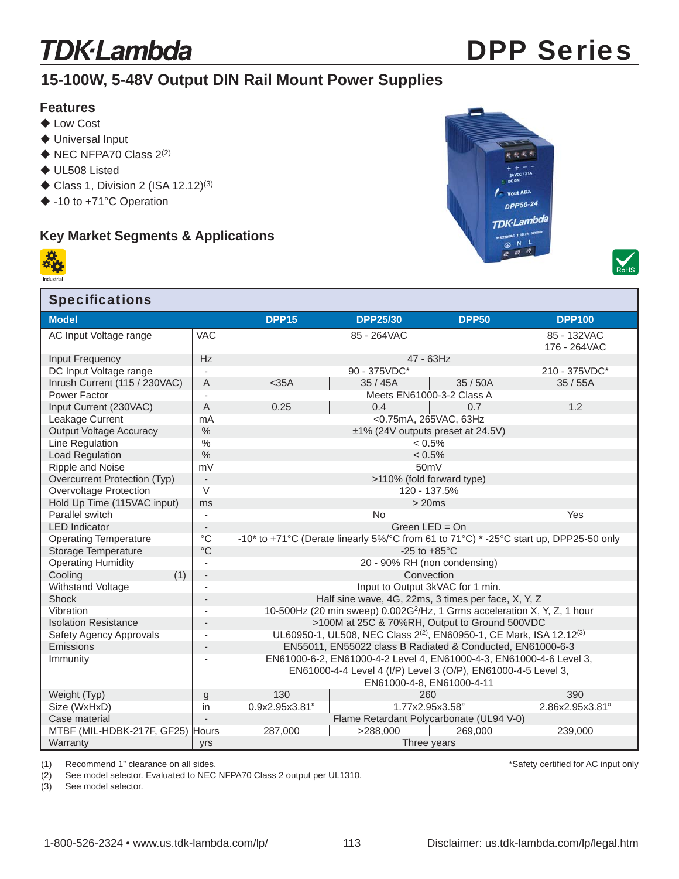# TDK·Lambda — DPP Series

## 15-100W, 5-48V Output DIN Rail Mount Power Supplies

### Features

- Low Cost
- Universal Input
- NEC NFPA70 Class 2(2)
- UL508 Listed
- Class 1, Division 2 (ISA 12.12)(3)
- -10 to +71°C Operation

### Key Market Segments & Applications

Industrial

RoHS

## Specifications

| Model | | DPP15 | DPP25/30 | DPP50 | DPP100 |
|---|---|---|---|---|---|
| AC Input Voltage range | VAC | 85 - 264VAC | | | 85 - 132VAC<br>176 - 264VAC |
| Input Frequency | Hz | 47 - 63Hz | | | |
| DC Input Voltage range | - | 90 - 375VDC* | | | 210 - 375VDC* |
| Inrush Current (115 / 230VAC) | A | <35A | 35 / 45A | 35 / 50A | 35 / 55A |
| Power Factor | - | Meets EN61000-3-2 Class A | | | |
| Input Current (230VAC) | A | 0.25 | 0.4 | 0.7 | 1.2 |
| Leakage Current | mA | <0.75mA, 265VAC, 63Hz | | | |
| Output Voltage Accuracy | % | ±1% (24V outputs preset at 24.5V) | | | |
| Line Regulation | % | < 0.5% | | | |
| Load Regulation | % | < 0.5% | | | |
| Ripple and Noise | mV | 50mV | | | |
| Overcurrent Protection (Typ) | - | >110% (fold forward type) | | | |
| Overvoltage Protection | V | 120 - 137.5% | | | |
| Hold Up Time (115VAC input) | ms | > 20ms | | | |
| Parallel switch | - | No | | | Yes |
| LED Indicator | - | Green LED = On | | | |
| Operating Temperature | °C | -10* to +71°C (Derate linearly 5%/°C from 61 to 71°C) * -25°C start up, DPP25-50 only | | | |
| Storage Temperature | °C | -25 to +85°C | | | |
| Operating Humidity | - | 20 - 90% RH (non condensing) | | | |
| Cooling (1) | - | Convection | | | |
| Withstand Voltage | - | Input to Output 3kVAC for 1 min. | | | |
| Shock | - | Half sine wave, 4G, 22ms, 3 times per face, X, Y, Z | | | |
| Vibration | - | 10-500Hz (20 min sweep) 0.002G$^2$/Hz, 1 Grms acceleration X, Y, Z, 1 hour | | | |
| Isolation Resistance | - | >100M at 25C & 70%RH, Output to Ground 500VDC | | | |
| Safety Agency Approvals | - | UL60950-1, UL508, NEC Class 2(2), EN60950-1, CE Mark, ISA 12.12(3) | | | |
| Emissions | - | EN55011, EN55022 class B Radiated & Conducted, EN61000-6-3 | | | |
| Immunity | - | EN61000-6-2, EN61000-4-2 Level 4, EN61000-4-3, EN61000-4-6 Level 3, EN61000-4-4 Level 4 (I/P) Level 3 (O/P), EN61000-4-5 Level 3, EN61000-4-8, EN61000-4-11 | | | |
| Weight (Typ) | g | 130 | 260 | | 390 |
| Size (WxHxD) | in | 0.9x2.95x3.81" | 1.77x2.95x3.58" | | 2.86x2.95x3.81" |
| Case material | - | Flame Retardant Polycarbonate (UL94 V-0) | | | |
| MTBF (MIL-HDBK-217F, GF25) | Hours | 287,000 | >288,000 | 269,000 | 239,000 |
| Warranty | yrs | Three years | | | |

(1) Recommend 1" clearance on all sides.
(2) See model selector. Evaluated to NEC NFPA70 Class 2 output per UL1310.
(3) See model selector.

*Safety certified for AC input only

1-800-526-2324 • www.us.tdk-lambda.com/lp/ — Disclaimer: us.tdk-lambda.com/lp/legal.htm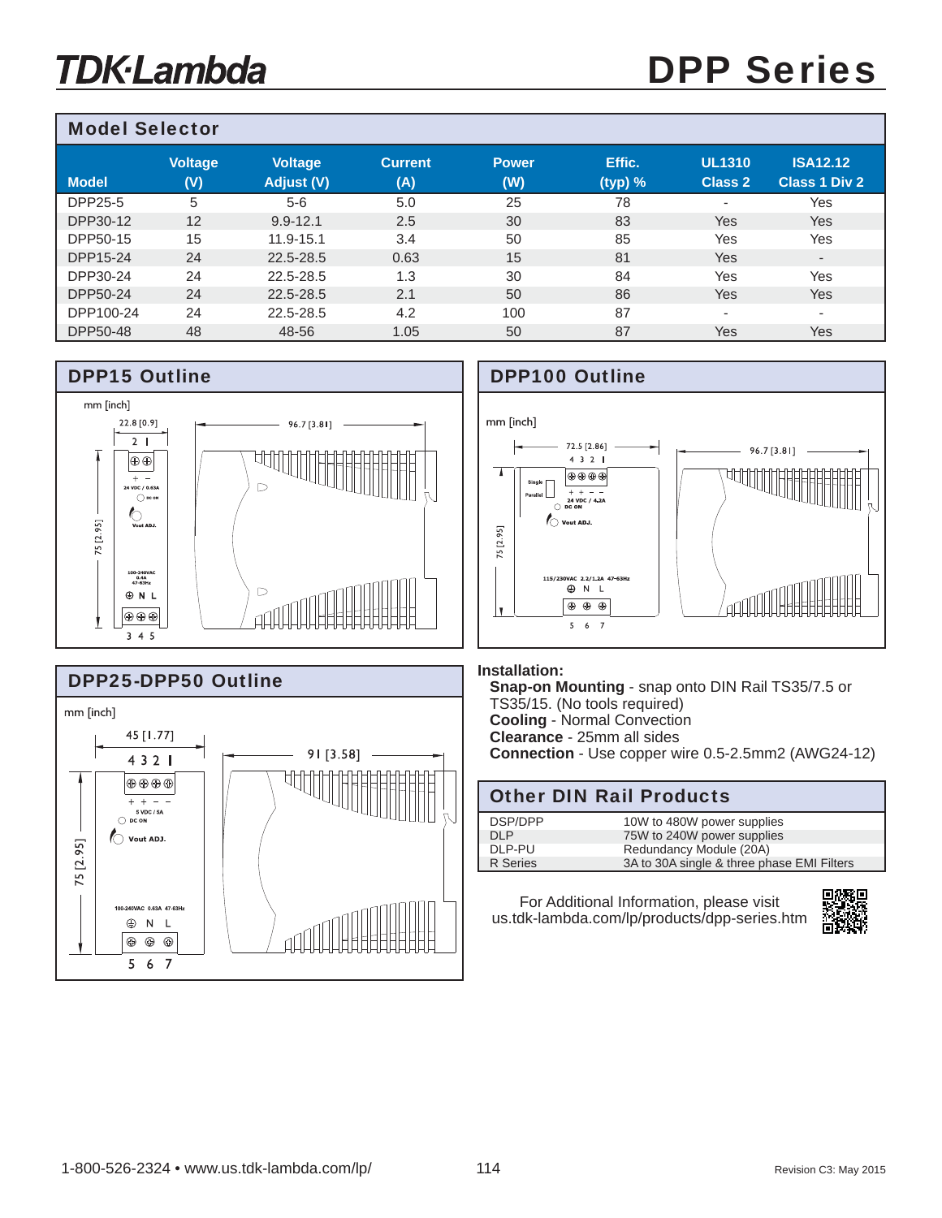# TDK-Lambda DPP Series

## Model Selector

| Model | Voltage (V) | Voltage Adjust (V) | Current (A) | Power (W) | Effic. (typ) % | UL1310 Class 2 | ISA12.12 Class 1 Div 2 |
|---|---|---|---|---|---|---|---|
| DPP25-5 | 5 | 5-6 | 5.0 | 25 | 78 | - | Yes |
| DPP30-12 | 12 | 9.9-12.1 | 2.5 | 30 | 83 | Yes | Yes |
| DPP50-15 | 15 | 11.9-15.1 | 3.4 | 50 | 85 | Yes | Yes |
| DPP15-24 | 24 | 22.5-28.5 | 0.63 | 15 | 81 | Yes | - |
| DPP30-24 | 24 | 22.5-28.5 | 1.3 | 30 | 84 | Yes | Yes |
| DPP50-24 | 24 | 22.5-28.5 | 2.1 | 50 | 86 | Yes | Yes |
| DPP100-24 | 24 | 22.5-28.5 | 4.2 | 100 | 87 | - | - |
| DPP50-48 | 48 | 48-56 | 1.05 | 50 | 87 | Yes | Yes |

## DPP15 Outline

mm [inch]

22.8 [0.9]

96.7 [3.81]

75 [2.95]

2 1

+ −

24 VDC / 0.63A

DC ON

Vout ADJ.

100-240VAC 0.4A 47-63Hz

⊕ N L

3 4 5

## DPP100 Outline

mm [inch]

72.5 [2.86]

96.7 [3.81]

75 [2.95]

4 3 2 1

Single

Parallel

+ + − −

24 VDC / 4.2A

DC ON

Vout ADJ.

115/230VAC 2.2/1.2A 47-63Hz

⊕ N L

5 6 7

## DPP25-DPP50 Outline

mm [inch]

45 [1.77]

91 [3.58]

75 [2.95]

4 3 2 1

+ + − −

5 VDC / 5A

DC ON

Vout ADJ.

100-240VAC 0.63A 47-63Hz

⊕ N L

5 6 7

**Installation:**

**Snap-on Mounting** - snap onto DIN Rail TS35/7.5 or TS35/15. (No tools required)
**Cooling** - Normal Convection
**Clearance** - 25mm all sides
**Connection** - Use copper wire 0.5-2.5mm2 (AWG24-12)

## Other DIN Rail Products

| | |
|---|---|
| DSP/DPP | 10W to 480W power supplies |
| DLP | 75W to 240W power supplies |
| DLP-PU | Redundancy Module (20A) |
| R Series | 3A to 30A single & three phase EMI Filters |

For Additional Information, please visit us.tdk-lambda.com/lp/products/dpp-series.htm

1-800-526-2324 • www.us.tdk-lambda.com/lp/

Revision C3: May 2015